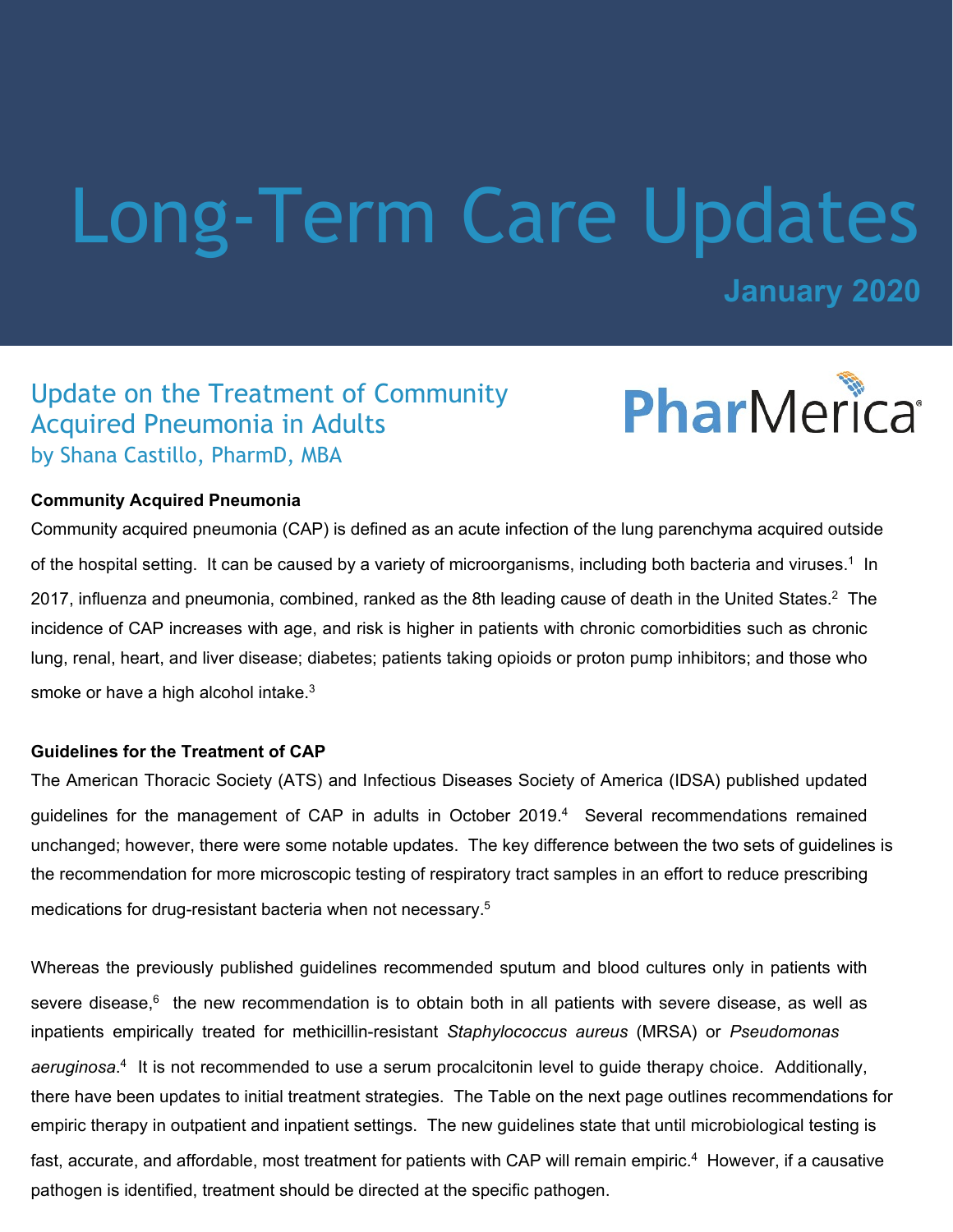# Long-Term Care Updates

**January 2020**

## Update on the Treatment of Community Acquired Pneumonia in Adults

by Shana Castillo, PharmD, MBA

PharMerica

### Community Acquired Pneumonia

Community acquired pneumonia (CAP) is defined as an acute infection of the lung parenchyma acquired outside of the hospital setting. It can be caused by a variety of microorganisms, including both bacteria and viruses.[1] In 2017, influenza and pneumonia, combined, ranked as the 8th leading cause of death in the United States.[2] The incidence of CAP increases with age, and risk is higher in patients with chronic comorbidities such as chronic lung, renal, heart, and liver disease; diabetes; patients taking opioids or proton pump inhibitors; and those who smoke or have a high alcohol intake.[3]

### Guidelines for the Treatment of CAP

The American Thoracic Society (ATS) and Infectious Diseases Society of America (IDSA) published updated guidelines for the management of CAP in adults in October 2019.[4] Several recommendations remained unchanged; however, there were some notable updates. The key difference between the two sets of guidelines is the recommendation for more microscopic testing of respiratory tract samples in an effort to reduce prescribing medications for drug-resistant bacteria when not necessary.[5]

Whereas the previously published guidelines recommended sputum and blood cultures only in patients with severe disease,[6] the new recommendation is to obtain both in all patients with severe disease, as well as inpatients empirically treated for methicillin-resistant *Staphylococcus aureus* (MRSA) or *Pseudomonas aeruginosa*.[4] It is not recommended to use a serum procalcitonin level to guide therapy choice. Additionally, there have been updates to initial treatment strategies. The Table on the next page outlines recommendations for empiric therapy in outpatient and inpatient settings. The new guidelines state that until microbiological testing is fast, accurate, and affordable, most treatment for patients with CAP will remain empiric.[4] However, if a causative pathogen is identified, treatment should be directed at the specific pathogen.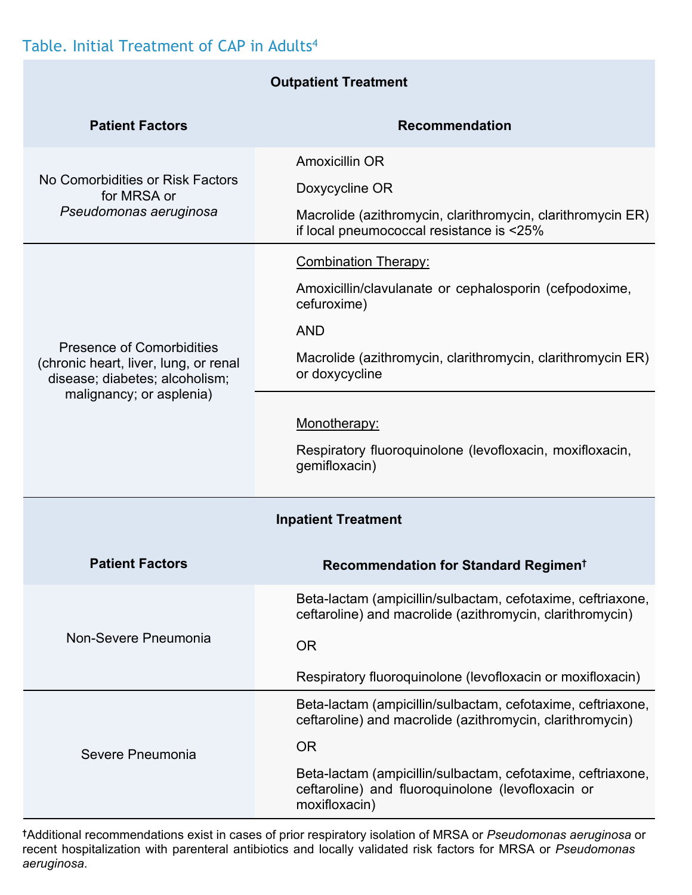Table. Initial Treatment of CAP in Adults[4]

| **Outpatient Treatment** | |
|---|---|
| **Patient Factors** | **Recommendation** |
| No Comorbidities or Risk Factors for MRSA or *Pseudomonas aeruginosa* | Amoxicillin OR<br>Doxycycline OR<br>Macrolide (azithromycin, clarithromycin, clarithromycin ER) if local pneumococcal resistance is <25% |
| Presence of Comorbidities (chronic heart, liver, lung, or renal disease; diabetes; alcoholism; malignancy; or asplenia) | Combination Therapy:<br>Amoxicillin/clavulanate or cephalosporin (cefpodoxime, cefuroxime)<br>AND<br>Macrolide (azithromycin, clarithromycin, clarithromycin ER) or doxycycline |
| | Monotherapy:<br>Respiratory fluoroquinolone (levofloxacin, moxifloxacin, gemifloxacin) |
| **Inpatient Treatment** | |
| **Patient Factors** | **Recommendation for Standard Regimen†** |
| Non-Severe Pneumonia | Beta-lactam (ampicillin/sulbactam, cefotaxime, ceftriaxone, ceftaroline) and macrolide (azithromycin, clarithromycin)<br>OR<br>Respiratory fluoroquinolone (levofloxacin or moxifloxacin) |
| Severe Pneumonia | Beta-lactam (ampicillin/sulbactam, cefotaxime, ceftriaxone, ceftaroline) and macrolide (azithromycin, clarithromycin)<br>OR<br>Beta-lactam (ampicillin/sulbactam, cefotaxime, ceftriaxone, ceftaroline) and fluoroquinolone (levofloxacin or moxifloxacin) |

†Additional recommendations exist in cases of prior respiratory isolation of MRSA or *Pseudomonas aeruginosa* or recent hospitalization with parenteral antibiotics and locally validated risk factors for MRSA or *Pseudomonas aeruginosa*.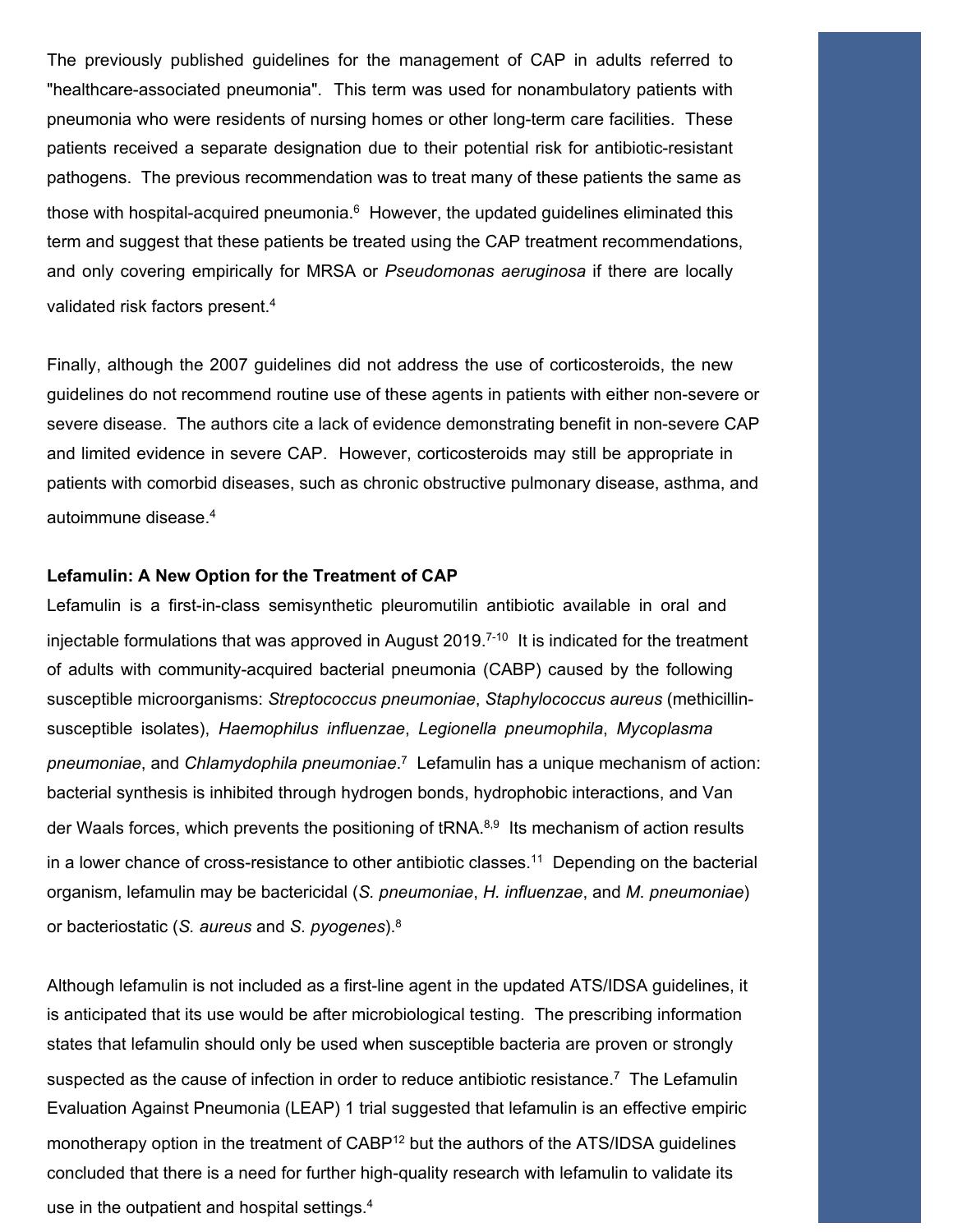The previously published guidelines for the management of CAP in adults referred to "healthcare-associated pneumonia". This term was used for nonambulatory patients with pneumonia who were residents of nursing homes or other long-term care facilities. These patients received a separate designation due to their potential risk for antibiotic-resistant pathogens. The previous recommendation was to treat many of these patients the same as those with hospital-acquired pneumonia.[6] However, the updated guidelines eliminated this term and suggest that these patients be treated using the CAP treatment recommendations, and only covering empirically for MRSA or *Pseudomonas aeruginosa* if there are locally validated risk factors present.[4]

Finally, although the 2007 guidelines did not address the use of corticosteroids, the new guidelines do not recommend routine use of these agents in patients with either non-severe or severe disease. The authors cite a lack of evidence demonstrating benefit in non-severe CAP and limited evidence in severe CAP. However, corticosteroids may still be appropriate in patients with comorbid diseases, such as chronic obstructive pulmonary disease, asthma, and autoimmune disease.[4]

**Lefamulin: A New Option for the Treatment of CAP**

Lefamulin is a first-in-class semisynthetic pleuromutilin antibiotic available in oral and injectable formulations that was approved in August 2019.[7-10] It is indicated for the treatment of adults with community-acquired bacterial pneumonia (CABP) caused by the following susceptible microorganisms: *Streptococcus pneumoniae*, *Staphylococcus aureus* (methicillin-susceptible isolates), *Haemophilus influenzae*, *Legionella pneumophila*, *Mycoplasma pneumoniae*, and *Chlamydophila pneumoniae*.[7] Lefamulin has a unique mechanism of action: bacterial synthesis is inhibited through hydrogen bonds, hydrophobic interactions, and Van der Waals forces, which prevents the positioning of tRNA.[8,9] Its mechanism of action results in a lower chance of cross-resistance to other antibiotic classes.[11] Depending on the bacterial organism, lefamulin may be bactericidal (*S. pneumoniae*, *H. influenzae*, and *M. pneumoniae*) or bacteriostatic (*S. aureus* and *S. pyogenes*).[8]

Although lefamulin is not included as a first-line agent in the updated ATS/IDSA guidelines, it is anticipated that its use would be after microbiological testing. The prescribing information states that lefamulin should only be used when susceptible bacteria are proven or strongly suspected as the cause of infection in order to reduce antibiotic resistance.[7] The Lefamulin Evaluation Against Pneumonia (LEAP) 1 trial suggested that lefamulin is an effective empiric monotherapy option in the treatment of CABP[12] but the authors of the ATS/IDSA guidelines concluded that there is a need for further high-quality research with lefamulin to validate its use in the outpatient and hospital settings.[4]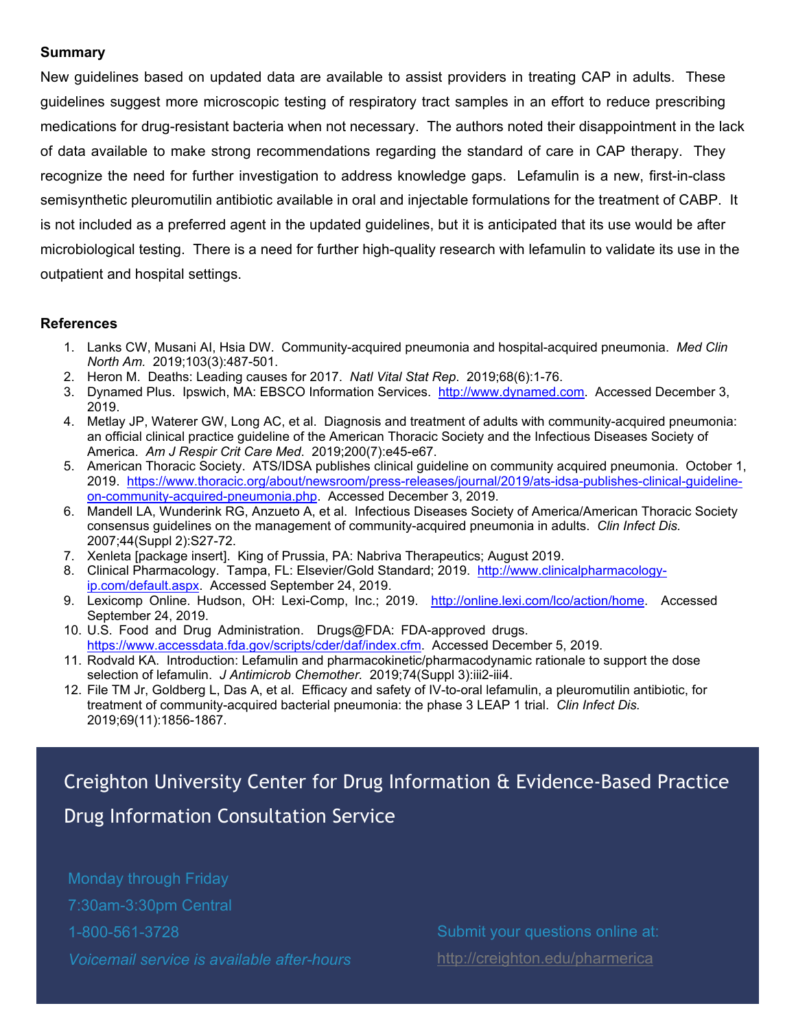## Summary

New guidelines based on updated data are available to assist providers in treating CAP in adults. These guidelines suggest more microscopic testing of respiratory tract samples in an effort to reduce prescribing medications for drug-resistant bacteria when not necessary. The authors noted their disappointment in the lack of data available to make strong recommendations regarding the standard of care in CAP therapy. They recognize the need for further investigation to address knowledge gaps. Lefamulin is a new, first-in-class semisynthetic pleuromutilin antibiotic available in oral and injectable formulations for the treatment of CABP. It is not included as a preferred agent in the updated guidelines, but it is anticipated that its use would be after microbiological testing. There is a need for further high-quality research with lefamulin to validate its use in the outpatient and hospital settings.

## References

1. Lanks CW, Musani AI, Hsia DW. Community-acquired pneumonia and hospital-acquired pneumonia. *Med Clin North Am.* 2019;103(3):487-501.
2. Heron M. Deaths: Leading causes for 2017. *Natl Vital Stat Rep*. 2019;68(6):1-76.
3. Dynamed Plus. Ipswich, MA: EBSCO Information Services. http://www.dynamed.com. Accessed December 3, 2019.
4. Metlay JP, Waterer GW, Long AC, et al. Diagnosis and treatment of adults with community-acquired pneumonia: an official clinical practice guideline of the American Thoracic Society and the Infectious Diseases Society of America. *Am J Respir Crit Care Med*. 2019;200(7):e45-e67.
5. American Thoracic Society. ATS/IDSA publishes clinical guideline on community acquired pneumonia. October 1, 2019. https://www.thoracic.org/about/newsroom/press-releases/journal/2019/ats-idsa-publishes-clinical-guideline-on-community-acquired-pneumonia.php. Accessed December 3, 2019.
6. Mandell LA, Wunderink RG, Anzueto A, et al. Infectious Diseases Society of America/American Thoracic Society consensus guidelines on the management of community-acquired pneumonia in adults. *Clin Infect Dis.* 2007;44(Suppl 2):S27-72.
7. Xenleta [package insert]. King of Prussia, PA: Nabriva Therapeutics; August 2019.
8. Clinical Pharmacology. Tampa, FL: Elsevier/Gold Standard; 2019. http://www.clinicalpharmacology-ip.com/default.aspx. Accessed September 24, 2019.
9. Lexicomp Online. Hudson, OH: Lexi-Comp, Inc.; 2019. http://online.lexi.com/lco/action/home. Accessed September 24, 2019.
10. U.S. Food and Drug Administration. Drugs@FDA: FDA-approved drugs. https://www.accessdata.fda.gov/scripts/cder/daf/index.cfm. Accessed December 5, 2019.
11. Rodvald KA. Introduction: Lefamulin and pharmacokinetic/pharmacodynamic rationale to support the dose selection of lefamulin. *J Antimicrob Chemother.* 2019;74(Suppl 3):iii2-iii4.
12. File TM Jr, Goldberg L, Das A, et al. Efficacy and safety of IV-to-oral lefamulin, a pleuromutilin antibiotic, for treatment of community-acquired bacterial pneumonia: the phase 3 LEAP 1 trial. *Clin Infect Dis.* 2019;69(11):1856-1867.

Creighton University Center for Drug Information & Evidence-Based Practice

Drug Information Consultation Service

Monday through Friday

7:30am-3:30pm Central

1-800-561-3728

*Voicemail service is available after-hours*

Submit your questions online at:

http://creighton.edu/pharmerica